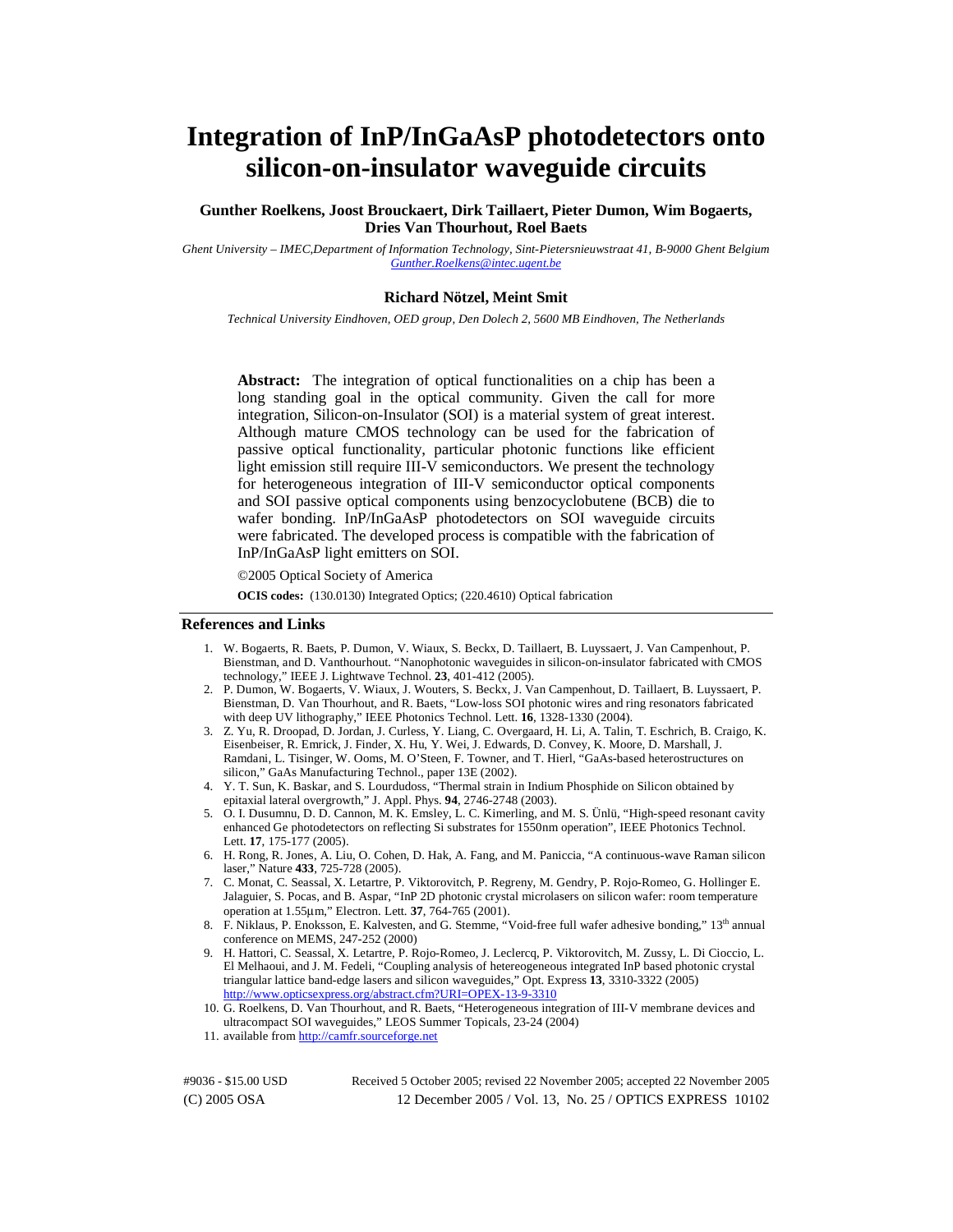# Integration of InP/InGaAsP photodetectors onto silicon-on-insulator waveguide circuits

**Gunther Roelkens, Joost Brouckaert, Dirk Taillaert, Pieter Dumon, Wim Bogaerts, Dries Van Thourhout, Roel Baets**

*Ghent University – IMEC,Department of Information Technology, Sint-Pietersnieuwstraat 41, B-9000 Ghent Belgium*
*Gunther.Roelkens@intec.ugent.be*

**Richard Nötzel, Meint Smit**

*Technical University Eindhoven, OED group, Den Dolech 2, 5600 MB Eindhoven, The Netherlands*

**Abstract:** The integration of optical functionalities on a chip has been a long standing goal in the optical community. Given the call for more integration, Silicon-on-Insulator (SOI) is a material system of great interest. Although mature CMOS technology can be used for the fabrication of passive optical functionality, particular photonic functions like efficient light emission still require III-V semiconductors. We present the technology for heterogeneous integration of III-V semiconductor optical components and SOI passive optical components using benzocyclobutene (BCB) die to wafer bonding. InP/InGaAsP photodetectors on SOI waveguide circuits were fabricated. The developed process is compatible with the fabrication of InP/InGaAsP light emitters on SOI.

©2005 Optical Society of America

**OCIS codes:** (130.0130) Integrated Optics; (220.4610) Optical fabrication

## References and Links

1. W. Bogaerts, R. Baets, P. Dumon, V. Wiaux, S. Beckx, D. Taillaert, B. Luyssaert, J. Van Campenhout, P. Bienstman, and D. Vanthourhout. "Nanophotonic waveguides in silicon-on-insulator fabricated with CMOS technology," IEEE J. Lightwave Technol. **23**, 401-412 (2005).
2. P. Dumon, W. Bogaerts, V. Wiaux, J. Wouters, S. Beckx, J. Van Campenhout, D. Taillaert, B. Luyssaert, P. Bienstman, D. Van Thourhout, and R. Baets, "Low-loss SOI photonic wires and ring resonators fabricated with deep UV lithography," IEEE Photonics Technol. Lett. **16**, 1328-1330 (2004).
3. Z. Yu, R. Droopad, D. Jordan, J. Curless, Y. Liang, C. Overgaard, H. Li, A. Talin, T. Eschrich, B. Craigo, K. Eisenbeiser, R. Emrick, J. Finder, X. Hu, Y. Wei, J. Edwards, D. Convey, K. Moore, D. Marshall, J. Ramdani, L. Tisinger, W. Ooms, M. O'Steen, F. Towner, and T. Hierl, "GaAs-based heterostructures on silicon," GaAs Manufacturing Technol., paper 13E (2002).
4. Y. T. Sun, K. Baskar, and S. Lourdudoss, "Thermal strain in Indium Phosphide on Silicon obtained by epitaxial lateral overgrowth," J. Appl. Phys. **94**, 2746-2748 (2003).
5. O. I. Dusumnu, D. D. Cannon, M. K. Emsley, L. C. Kimerling, and M. S. Ünlü, "High-speed resonant cavity enhanced Ge photodetectors on reflecting Si substrates for 1550nm operation", IEEE Photonics Technol. Lett. **17**, 175-177 (2005).
6. H. Rong, R. Jones, A. Liu, O. Cohen, D. Hak, A. Fang, and M. Paniccia, "A continuous-wave Raman silicon laser," Nature **433**, 725-728 (2005).
7. C. Monat, C. Seassal, X. Letartre, P. Viktorovitch, P. Regreny, M. Gendry, P. Rojo-Romeo, G. Hollinger E. Jalaguier, S. Pocas, and B. Aspar, "InP 2D photonic crystal microlasers on silicon wafer: room temperature operation at 1.55µm," Electron. Lett. **37**, 764-765 (2001).
8. F. Niklaus, P. Enoksson, E. Kalvesten, and G. Stemme, "Void-free full wafer adhesive bonding," 13th annual conference on MEMS, 247-252 (2000)
9. H. Hattori, C. Seassal, X. Letartre, P. Rojo-Romeo, J. Leclercq, P. Viktorovitch, M. Zussy, L. Di Cioccio, L. El Melhaoui, and J. M. Fedeli, "Coupling analysis of hetereogeneous integrated InP based photonic crystal triangular lattice band-edge lasers and silicon waveguides," Opt. Express **13**, 3310-3322 (2005) http://www.opticsexpress.org/abstract.cfm?URI=OPEX-13-9-3310
10. G. Roelkens, D. Van Thourhout, and R. Baets, "Heterogeneous integration of III-V membrane devices and ultracompact SOI waveguides," LEOS Summer Topicals, 23-24 (2004)
11. available from http://camfr.sourceforge.net

#9036 - $15.00 USD    Received 5 October 2005; revised 22 November 2005; accepted 22 November 2005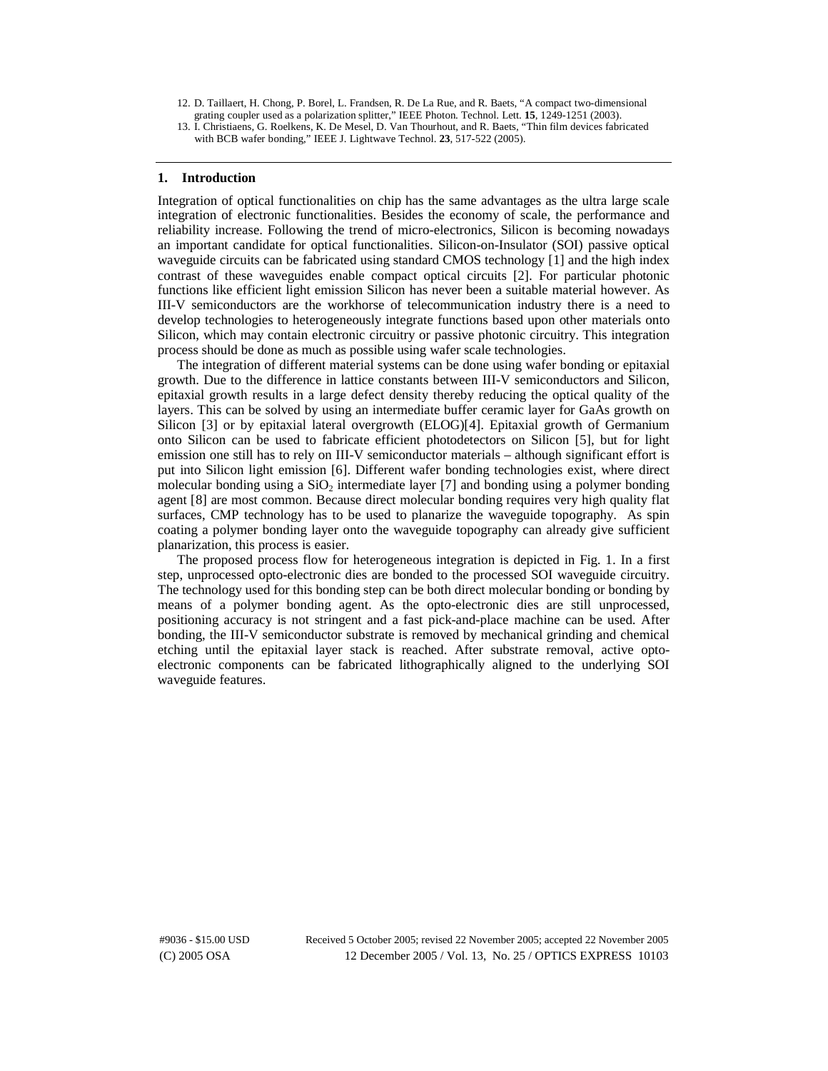12. D. Taillaert, H. Chong, P. Borel, L. Frandsen, R. De La Rue, and R. Baets, "A compact two-dimensional grating coupler used as a polarization splitter," IEEE Photon. Technol. Lett. **15**, 1249-1251 (2003).
13. I. Christiaens, G. Roelkens, K. De Mesel, D. Van Thourhout, and R. Baets, "Thin film devices fabricated with BCB wafer bonding," IEEE J. Lightwave Technol. **23**, 517-522 (2005).

## 1. Introduction

Integration of optical functionalities on chip has the same advantages as the ultra large scale integration of electronic functionalities. Besides the economy of scale, the performance and reliability increase. Following the trend of micro-electronics, Silicon is becoming nowadays an important candidate for optical functionalities. Silicon-on-Insulator (SOI) passive optical waveguide circuits can be fabricated using standard CMOS technology [1] and the high index contrast of these waveguides enable compact optical circuits [2]. For particular photonic functions like efficient light emission Silicon has never been a suitable material however. As III-V semiconductors are the workhorse of telecommunication industry there is a need to develop technologies to heterogeneously integrate functions based upon other materials onto Silicon, which may contain electronic circuitry or passive photonic circuitry. This integration process should be done as much as possible using wafer scale technologies.

The integration of different material systems can be done using wafer bonding or epitaxial growth. Due to the difference in lattice constants between III-V semiconductors and Silicon, epitaxial growth results in a large defect density thereby reducing the optical quality of the layers. This can be solved by using an intermediate buffer ceramic layer for GaAs growth on Silicon [3] or by epitaxial lateral overgrowth (ELOG)[4]. Epitaxial growth of Germanium onto Silicon can be used to fabricate efficient photodetectors on Silicon [5], but for light emission one still has to rely on III-V semiconductor materials – although significant effort is put into Silicon light emission [6]. Different wafer bonding technologies exist, where direct molecular bonding using a $SiO_2$ intermediate layer [7] and bonding using a polymer bonding agent [8] are most common. Because direct molecular bonding requires very high quality flat surfaces, CMP technology has to be used to planarize the waveguide topography. As spin coating a polymer bonding layer onto the waveguide topography can already give sufficient planarization, this process is easier.

The proposed process flow for heterogeneous integration is depicted in Fig. 1. In a first step, unprocessed opto-electronic dies are bonded to the processed SOI waveguide circuitry. The technology used for this bonding step can be both direct molecular bonding or bonding by means of a polymer bonding agent. As the opto-electronic dies are still unprocessed, positioning accuracy is not stringent and a fast pick-and-place machine can be used. After bonding, the III-V semiconductor substrate is removed by mechanical grinding and chemical etching until the epitaxial layer stack is reached. After substrate removal, active opto-electronic components can be fabricated lithographically aligned to the underlying SOI waveguide features.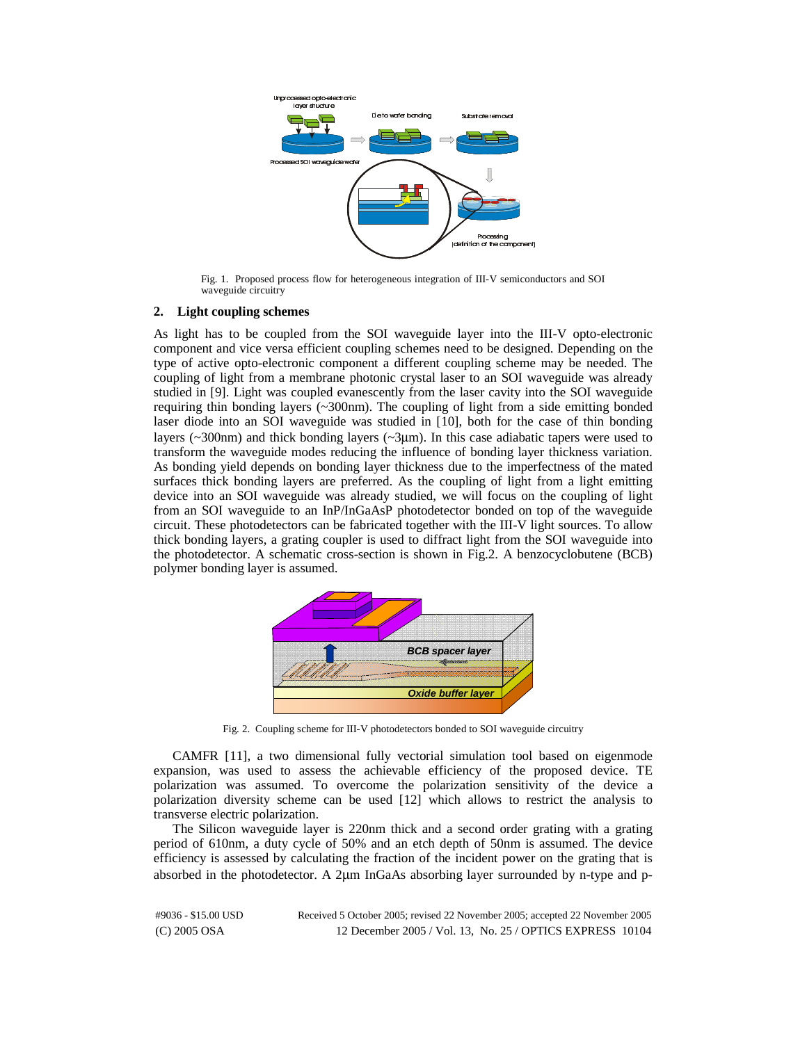Fig. 1. Proposed process flow for heterogeneous integration of III-V semiconductors and SOI waveguide circuitry

## 2. Light coupling schemes

As light has to be coupled from the SOI waveguide layer into the III-V opto-electronic component and vice versa efficient coupling schemes need to be designed. Depending on the type of active opto-electronic component a different coupling scheme may be needed. The coupling of light from a membrane photonic crystal laser to an SOI waveguide was already studied in [9]. Light was coupled evanescently from the laser cavity into the SOI waveguide requiring thin bonding layers (~300nm). The coupling of light from a side emitting bonded laser diode into an SOI waveguide was studied in [10], both for the case of thin bonding layers (~300nm) and thick bonding layers (~3μm). In this case adiabatic tapers were used to transform the waveguide modes reducing the influence of bonding layer thickness variation. As bonding yield depends on bonding layer thickness due to the imperfectness of the mated surfaces thick bonding layers are preferred. As the coupling of light from a light emitting device into an SOI waveguide was already studied, we will focus on the coupling of light from an SOI waveguide to an InP/InGaAsP photodetector bonded on top of the waveguide circuit. These photodetectors can be fabricated together with the III-V light sources. To allow thick bonding layers, a grating coupler is used to diffract light from the SOI waveguide into the photodetector. A schematic cross-section is shown in Fig.2. A benzocyclobutene (BCB) polymer bonding layer is assumed.

Fig. 2. Coupling scheme for III-V photodetectors bonded to SOI waveguide circuitry

CAMFR [11], a two dimensional fully vectorial simulation tool based on eigenmode expansion, was used to assess the achievable efficiency of the proposed device. TE polarization was assumed. To overcome the polarization sensitivity of the device a polarization diversity scheme can be used [12] which allows to restrict the analysis to transverse electric polarization.

The Silicon waveguide layer is 220nm thick and a second order grating with a grating period of 610nm, a duty cycle of 50% and an etch depth of 50nm is assumed. The device efficiency is assessed by calculating the fraction of the incident power on the grating that is absorbed in the photodetector. A 2μm InGaAs absorbing layer surrounded by n-type and p-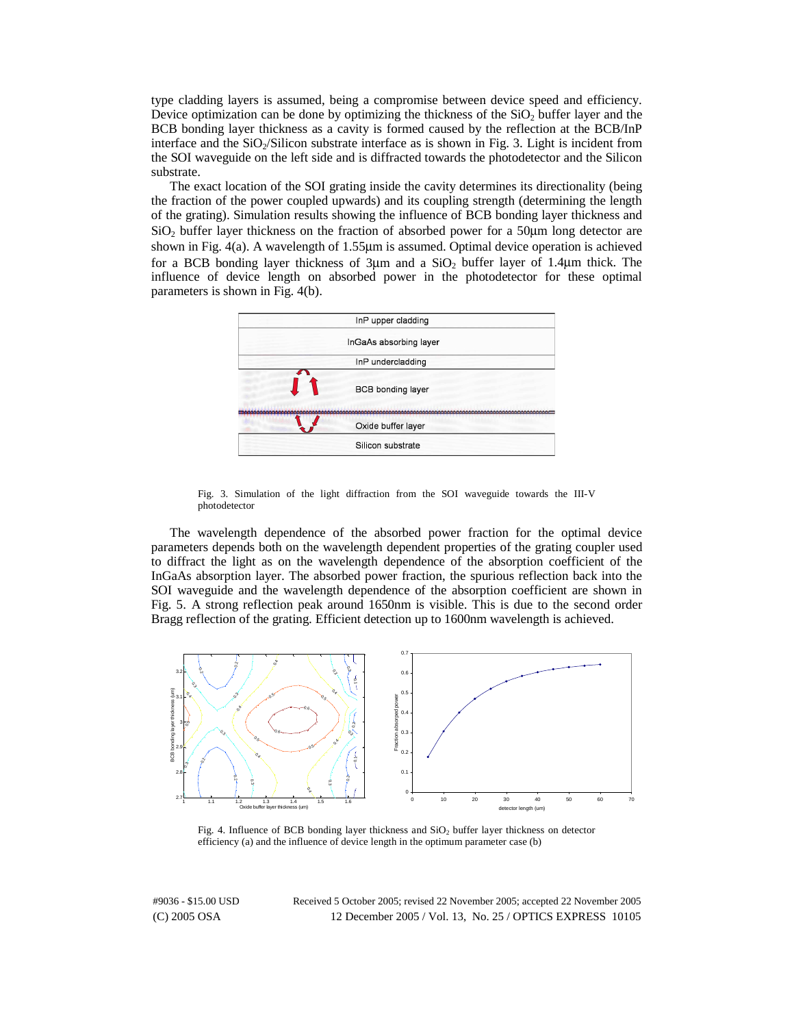type cladding layers is assumed, being a compromise between device speed and efficiency. Device optimization can be done by optimizing the thickness of the $SiO_2$ buffer layer and the BCB bonding layer thickness as a cavity is formed caused by the reflection at the BCB/InP interface and the $SiO_2$/Silicon substrate interface as is shown in Fig. 3. Light is incident from the SOI waveguide on the left side and is diffracted towards the photodetector and the Silicon substrate.

The exact location of the SOI grating inside the cavity determines its directionality (being the fraction of the power coupled upwards) and its coupling strength (determining the length of the grating). Simulation results showing the influence of BCB bonding layer thickness and $SiO_2$ buffer layer thickness on the fraction of absorbed power for a 50µm long detector are shown in Fig. 4(a). A wavelength of 1.55µm is assumed. Optimal device operation is achieved for a BCB bonding layer thickness of 3µm and a $SiO_2$ buffer layer of 1.4µm thick. The influence of device length on absorbed power in the photodetector for these optimal parameters is shown in Fig. 4(b).

Fig. 3. Simulation of the light diffraction from the SOI waveguide towards the III-V photodetector

The wavelength dependence of the absorbed power fraction for the optimal device parameters depends both on the wavelength dependent properties of the grating coupler used to diffract the light as on the wavelength dependence of the absorption coefficient of the InGaAs absorption layer. The absorbed power fraction, the spurious reflection back into the SOI waveguide and the wavelength dependence of the absorption coefficient are shown in Fig. 5. A strong reflection peak around 1650nm is visible. This is due to the second order Bragg reflection of the grating. Efficient detection up to 1600nm wavelength is achieved.

Fig. 4. Influence of BCB bonding layer thickness and $SiO_2$ buffer layer thickness on detector efficiency (a) and the influence of device length in the optimum parameter case (b)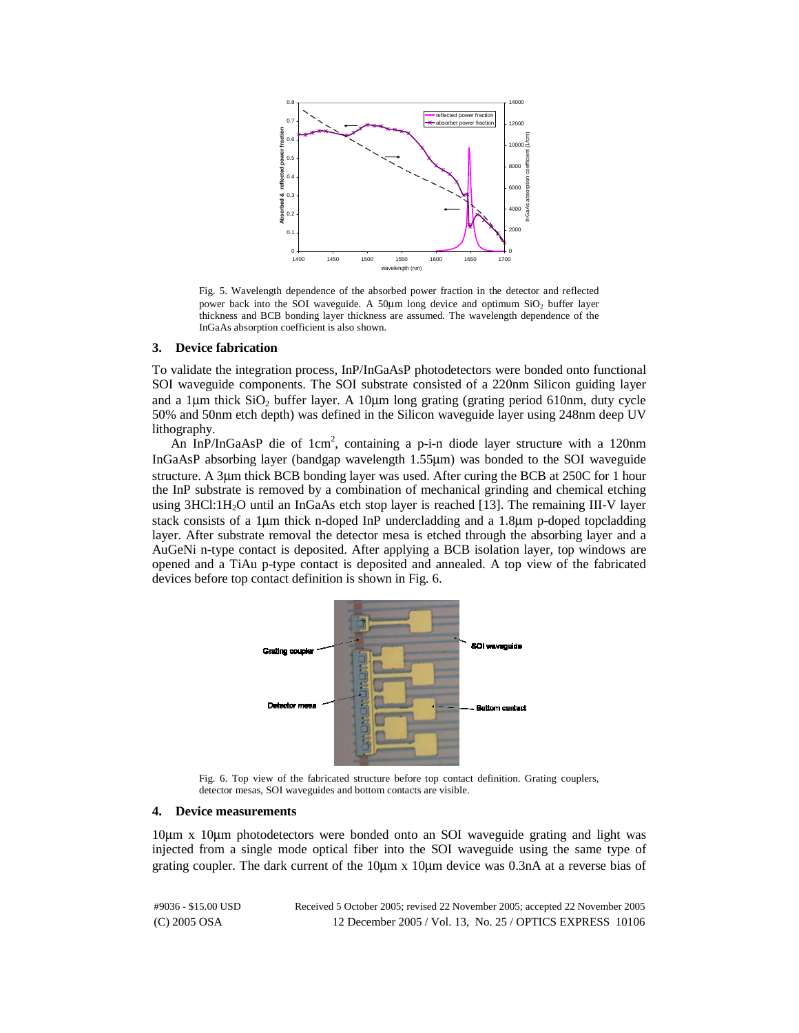Fig. 5. Wavelength dependence of the absorbed power fraction in the detector and reflected power back into the SOI waveguide. A 50µm long device and optimum $SiO_2$ buffer layer thickness and BCB bonding layer thickness are assumed. The wavelength dependence of the InGaAs absorption coefficient is also shown.

## 3. Device fabrication

To validate the integration process, InP/InGaAsP photodetectors were bonded onto functional SOI waveguide components. The SOI substrate consisted of a 220nm Silicon guiding layer and a 1µm thick $SiO_2$ buffer layer. A 10µm long grating (grating period 610nm, duty cycle 50% and 50nm etch depth) was defined in the Silicon waveguide layer using 248nm deep UV lithography.

An InP/InGaAsP die of $1cm^2$, containing a p-i-n diode layer structure with a 120nm InGaAsP absorbing layer (bandgap wavelength 1.55µm) was bonded to the SOI waveguide structure. A 3µm thick BCB bonding layer was used. After curing the BCB at 250C for 1 hour the InP substrate is removed by a combination of mechanical grinding and chemical etching using $3HCl{:}1H_2O$ until an InGaAs etch stop layer is reached [13]. The remaining III-V layer stack consists of a 1µm thick n-doped InP undercladding and a 1.8µm p-doped topcladding layer. After substrate removal the detector mesa is etched through the absorbing layer and a AuGeNi n-type contact is deposited. After applying a BCB isolation layer, top windows are opened and a TiAu p-type contact is deposited and annealed. A top view of the fabricated devices before top contact definition is shown in Fig. 6.

Fig. 6. Top view of the fabricated structure before top contact definition. Grating couplers, detector mesas, SOI waveguides and bottom contacts are visible.

## 4. Device measurements

10µm x 10µm photodetectors were bonded onto an SOI waveguide grating and light was injected from a single mode optical fiber into the SOI waveguide using the same type of grating coupler. The dark current of the 10µm x 10µm device was 0.3nA at a reverse bias of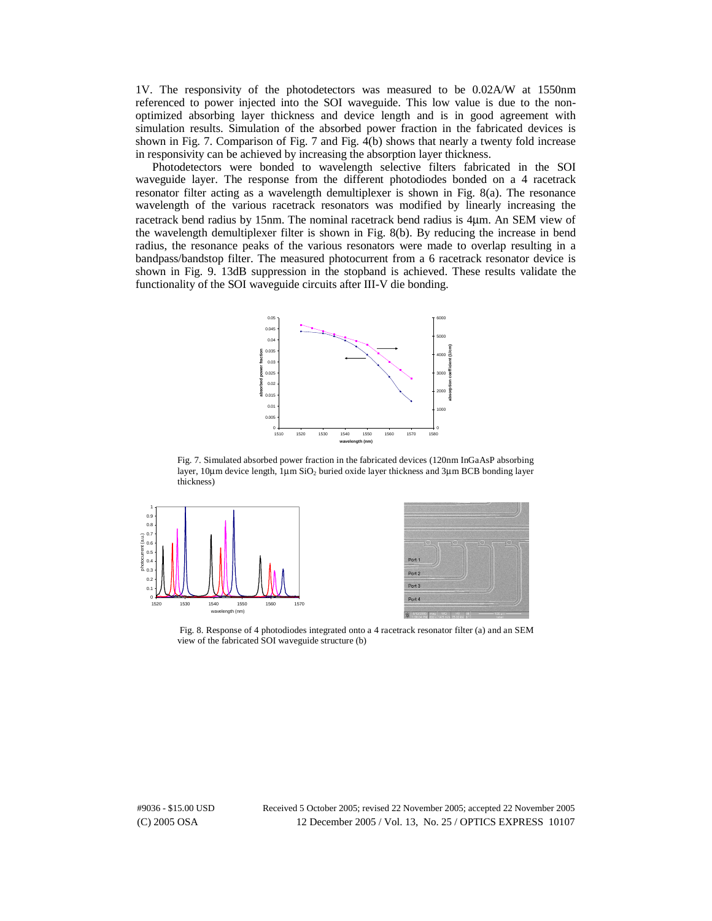1V. The responsivity of the photodetectors was measured to be 0.02A/W at 1550nm referenced to power injected into the SOI waveguide. This low value is due to the non-optimized absorbing layer thickness and device length and is in good agreement with simulation results. Simulation of the absorbed power fraction in the fabricated devices is shown in Fig. 7. Comparison of Fig. 7 and Fig. 4(b) shows that nearly a twenty fold increase in responsivity can be achieved by increasing the absorption layer thickness.

Photodetectors were bonded to wavelength selective filters fabricated in the SOI waveguide layer. The response from the different photodiodes bonded on a 4 racetrack resonator filter acting as a wavelength demultiplexer is shown in Fig. 8(a). The resonance wavelength of the various racetrack resonators was modified by linearly increasing the racetrack bend radius by 15nm. The nominal racetrack bend radius is 4μm. An SEM view of the wavelength demultiplexer filter is shown in Fig. 8(b). By reducing the increase in bend radius, the resonance peaks of the various resonators were made to overlap resulting in a bandpass/bandstop filter. The measured photocurrent from a 6 racetrack resonator device is shown in Fig. 9. 13dB suppression in the stopband is achieved. These results validate the functionality of the SOI waveguide circuits after III-V die bonding.

Fig. 7. Simulated absorbed power fraction in the fabricated devices (120nm InGaAsP absorbing layer, 10μm device length, 1μm $SiO_2$ buried oxide layer thickness and 3μm BCB bonding layer thickness)

Fig. 8. Response of 4 photodiodes integrated onto a 4 racetrack resonator filter (a) and an SEM view of the fabricated SOI waveguide structure (b)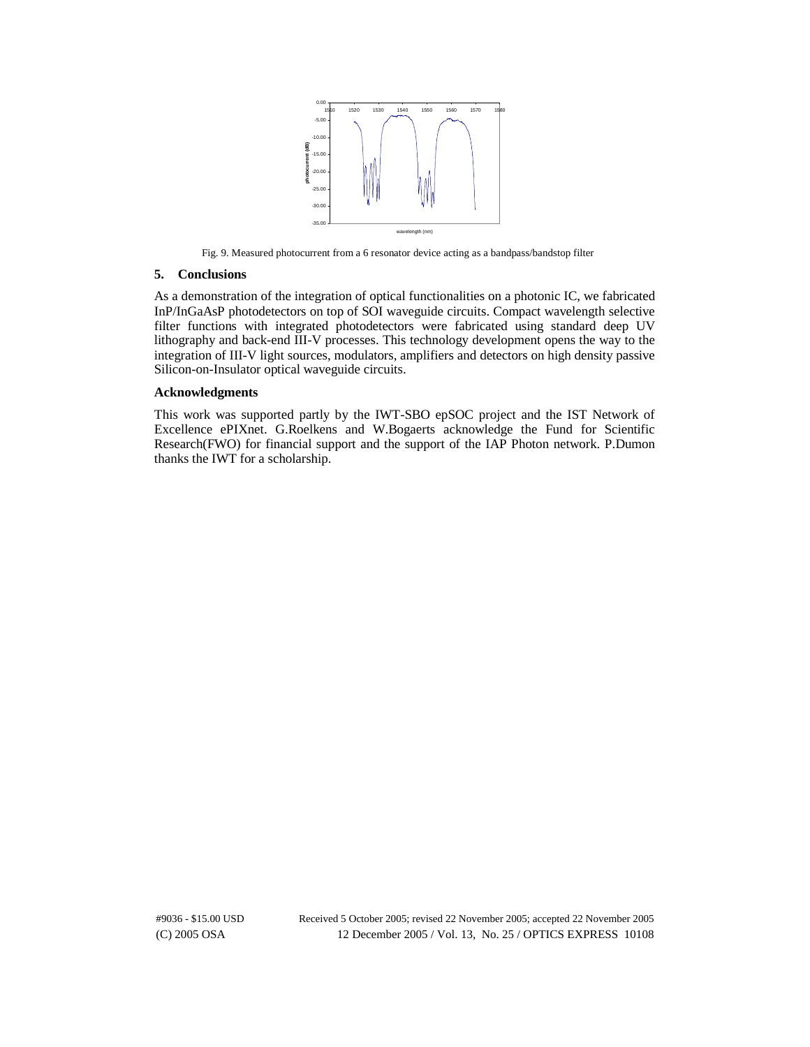0.00
1510 1520 1530 1540 1550 1560 1570 1580
-5.00
-10.00
-15.00
-20.00
-25.00
-30.00
-35.00
photocurrent (dB)
wavelength (nm)

Fig. 9. Measured photocurrent from a 6 resonator device acting as a bandpass/bandstop filter

## 5. Conclusions

As a demonstration of the integration of optical functionalities on a photonic IC, we fabricated InP/InGaAsP photodetectors on top of SOI waveguide circuits. Compact wavelength selective filter functions with integrated photodetectors were fabricated using standard deep UV lithography and back-end III-V processes. This technology development opens the way to the integration of III-V light sources, modulators, amplifiers and detectors on high density passive Silicon-on-Insulator optical waveguide circuits.

### Acknowledgments

This work was supported partly by the IWT-SBO epSOC project and the IST Network of Excellence ePIXnet. G.Roelkens and W.Bogaerts acknowledge the Fund for Scientific Research(FWO) for financial support and the support of the IAP Photon network. P.Dumon thanks the IWT for a scholarship.

#9036 - $15.00 USD Received 5 October 2005; revised 22 November 2005; accepted 22 November 2005
(C) 2005 OSA